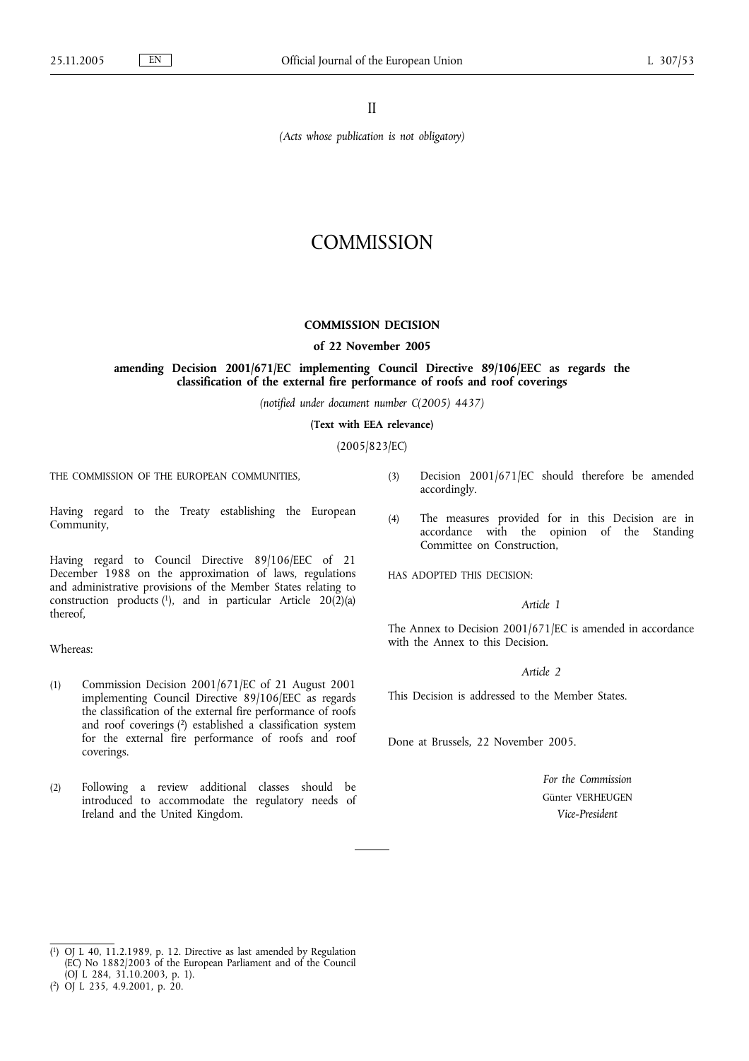II

*(Acts whose publication is not obligatory)*

# COMMISSION

## COMMISSION DECISION

### of 22 November 2005

### amending Decision 2001/671/EC implementing Council Directive 89/106/EEC as regards the classification of the external fire performance of roofs and roof coverings

*(notified under document number C(2005) 4437)*

**(Text with EEA relevance)**

(2005/823/EC)

THE COMMISSION OF THE EUROPEAN COMMUNITIES,

Having regard to the Treaty establishing the European Community,

Having regard to Council Directive 89/106/EEC of 21 December 1988 on the approximation of laws, regulations and administrative provisions of the Member States relating to construction products [1], and in particular Article 20(2)(a) thereof,

Whereas:

(1) Commission Decision 2001/671/EC of 21 August 2001 implementing Council Directive 89/106/EEC as regards the classification of the external fire performance of roofs and roof coverings [2] established a classification system for the external fire performance of roofs and roof coverings.

(2) Following a review additional classes should be introduced to accommodate the regulatory needs of Ireland and the United Kingdom.

(3) Decision 2001/671/EC should therefore be amended accordingly.

(4) The measures provided for in this Decision are in accordance with the opinion of the Standing Committee on Construction,

HAS ADOPTED THIS DECISION:

*Article 1*

The Annex to Decision 2001/671/EC is amended in accordance with the Annex to this Decision.

*Article 2*

This Decision is addressed to the Member States.

Done at Brussels, 22 November 2005.

*For the Commission*

Günter VERHEUGEN

*Vice-President*

---

[1] OJ L 40, 11.2.1989, p. 12. Directive as last amended by Regulation (EC) No 1882/2003 of the European Parliament and of the Council (OJ L 284, 31.10.2003, p. 1).

[2] OJ L 235, 4.9.2001, p. 20.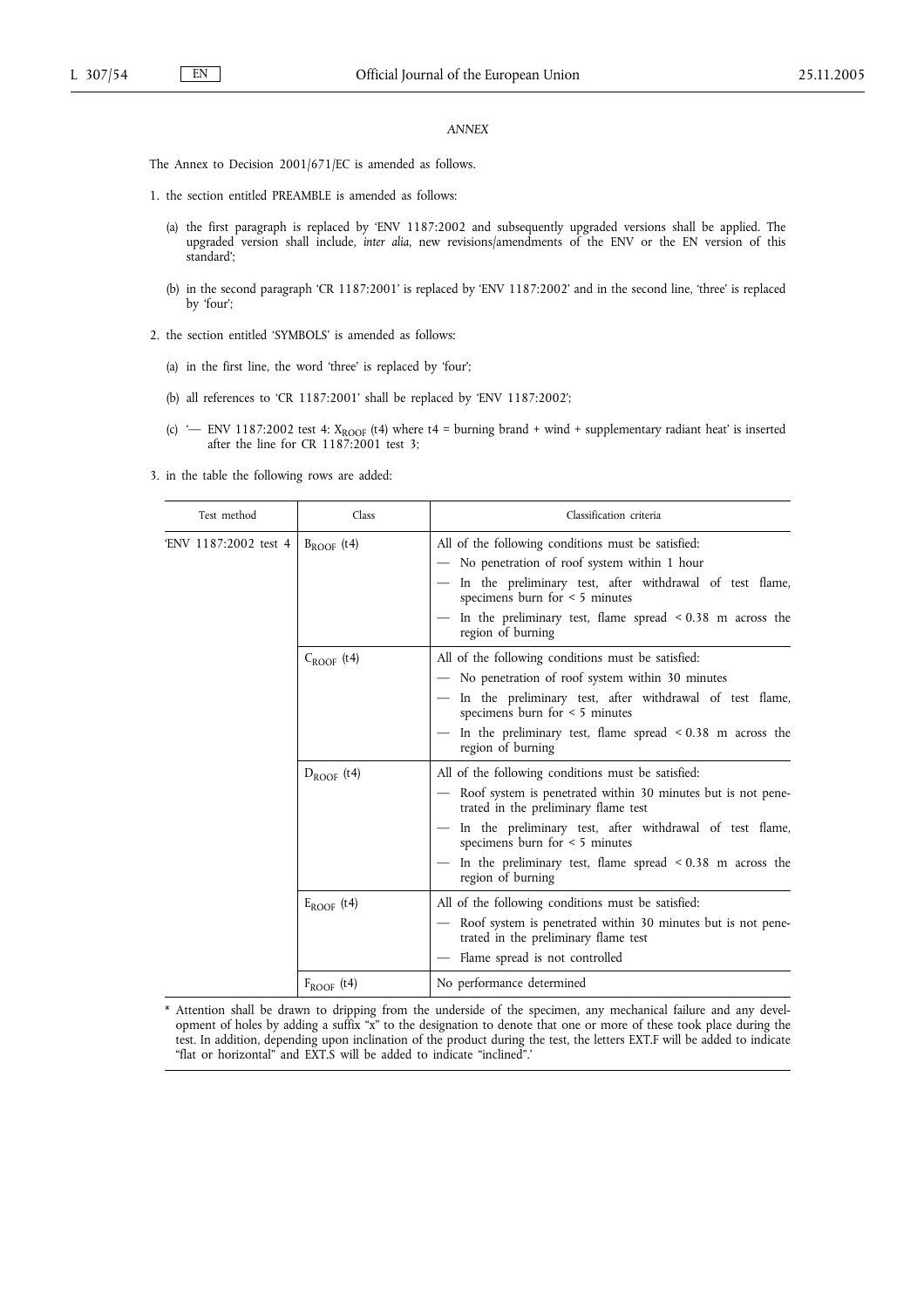*ANNEX*

The Annex to Decision 2001/671/EC is amended as follows.

1. the section entitled PREAMBLE is amended as follows:

   (a) the first paragraph is replaced by 'ENV 1187:2002 and subsequently upgraded versions shall be applied. The upgraded version shall include, *inter alia*, new revisions/amendments of the ENV or the EN version of this standard';

   (b) in the second paragraph 'CR 1187:2001' is replaced by 'ENV 1187:2002' and in the second line, 'three' is replaced by 'four';

2. the section entitled 'SYMBOLS' is amended as follows:

   (a) in the first line, the word 'three' is replaced by 'four';

   (b) all references to 'CR 1187:2001' shall be replaced by 'ENV 1187:2002';

   (c) '— ENV 1187:2002 test 4: $X_{ROOF}$ (t4) where t4 = burning brand + wind + supplementary radiant heat' is inserted after the line for CR 1187:2001 test 3;

3. in the table the following rows are added:

| Test method | Class | Classification criteria |
|---|---|---|
| 'ENV 1187:2002 test 4 | $B_{ROOF}$ (t4) | All of the following conditions must be satisfied:<br>— No penetration of roof system within 1 hour<br>— In the preliminary test, after withdrawal of test flame, specimens burn for < 5 minutes<br>— In the preliminary test, flame spread < 0.38 m across the region of burning |
| | $C_{ROOF}$ (t4) | All of the following conditions must be satisfied:<br>— No penetration of roof system within 30 minutes<br>— In the preliminary test, after withdrawal of test flame, specimens burn for < 5 minutes<br>— In the preliminary test, flame spread < 0.38 m across the region of burning |
| | $D_{ROOF}$ (t4) | All of the following conditions must be satisfied:<br>— Roof system is penetrated within 30 minutes but is not penetrated in the preliminary flame test<br>— In the preliminary test, after withdrawal of test flame, specimens burn for < 5 minutes<br>— In the preliminary test, flame spread < 0.38 m across the region of burning |
| | $E_{ROOF}$ (t4) | All of the following conditions must be satisfied:<br>— Roof system is penetrated within 30 minutes but is not penetrated in the preliminary flame test<br>— Flame spread is not controlled |
| | $F_{ROOF}$ (t4) | No performance determined |

\* Attention shall be drawn to dripping from the underside of the specimen, any mechanical failure and any development of holes by adding a suffix "x" to the designation to denote that one or more of these took place during the test. In addition, depending upon inclination of the product during the test, the letters EXT.F will be added to indicate "flat or horizontal" and EXT.S will be added to indicate "inclined".'